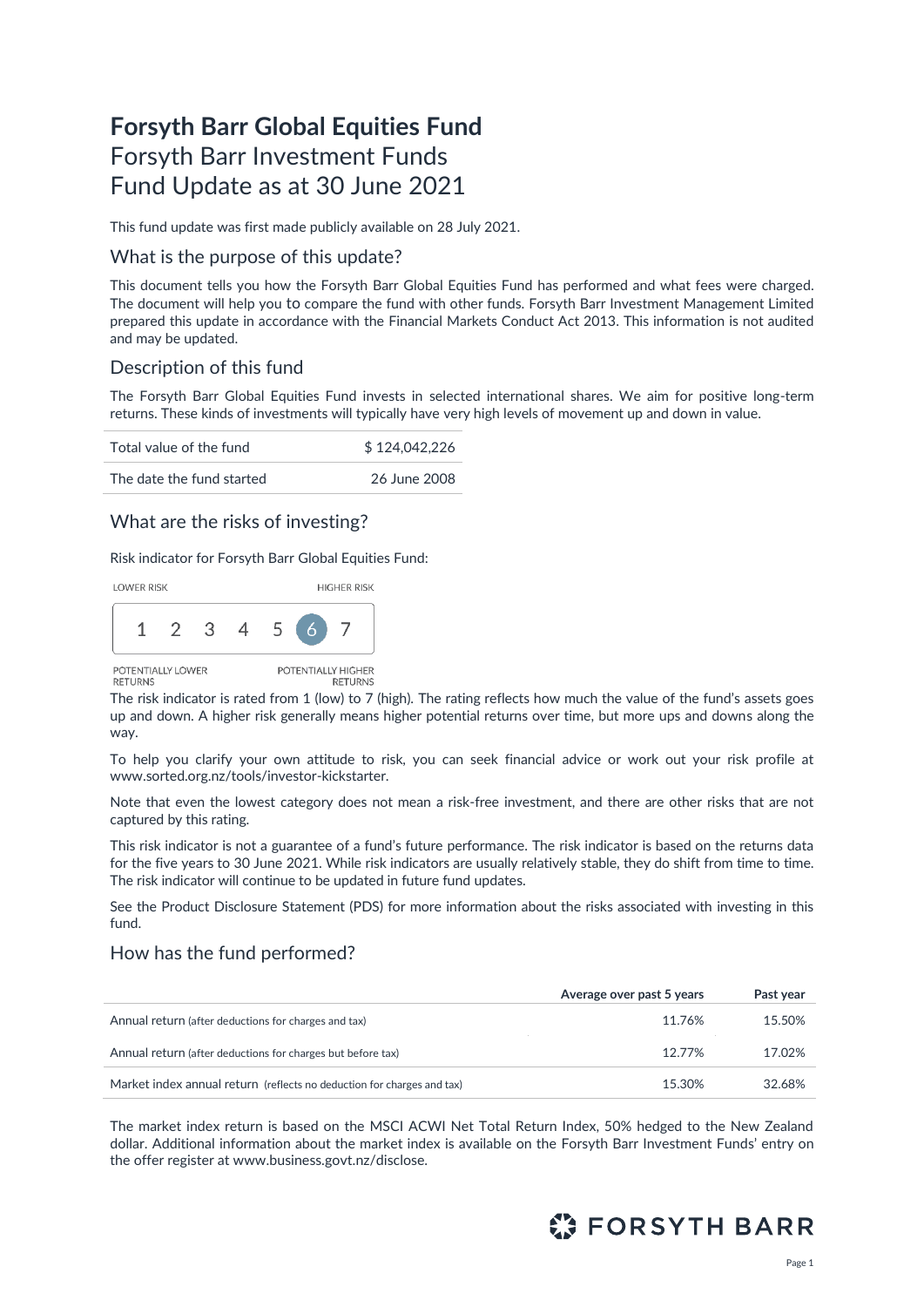# Forsyth Barr Global Equities Fund

Forsyth Barr Investment Funds
Fund Update as at 30 June 2021

This fund update was first made publicly available on 28 July 2021.

## What is the purpose of this update?

This document tells you how the Forsyth Barr Global Equities Fund has performed and what fees were charged. The document will help you to compare the fund with other funds. Forsyth Barr Investment Management Limited prepared this update in accordance with the Financial Markets Conduct Act 2013. This information is not audited and may be updated.

## Description of this fund

The Forsyth Barr Global Equities Fund invests in selected international shares. We aim for positive long-term returns. These kinds of investments will typically have very high levels of movement up and down in value.

| | |
|---|---|
| Total value of the fund | $ 124,042,226 |
| The date the fund started | 26 June 2008 |

## What are the risks of investing?

Risk indicator for Forsyth Barr Global Equities Fund:

LOWER RISK — HIGHER RISK

1 2 3 4 5 **6** 7

POTENTIALLY LOWER RETURNS — POTENTIALLY HIGHER RETURNS

The risk indicator is rated from 1 (low) to 7 (high). The rating reflects how much the value of the fund's assets goes up and down. A higher risk generally means higher potential returns over time, but more ups and downs along the way.

To help you clarify your own attitude to risk, you can seek financial advice or work out your risk profile at www.sorted.org.nz/tools/investor-kickstarter.

Note that even the lowest category does not mean a risk-free investment, and there are other risks that are not captured by this rating.

This risk indicator is not a guarantee of a fund's future performance. The risk indicator is based on the returns data for the five years to 30 June 2021. While risk indicators are usually relatively stable, they do shift from time to time. The risk indicator will continue to be updated in future fund updates.

See the Product Disclosure Statement (PDS) for more information about the risks associated with investing in this fund.

## How has the fund performed?

| | Average over past 5 years | Past year |
|---|---|---|
| Annual return (after deductions for charges and tax) | 11.76% | 15.50% |
| Annual return (after deductions for charges but before tax) | 12.77% | 17.02% |
| Market index annual return (reflects no deduction for charges and tax) | 15.30% | 32.68% |

The market index return is based on the MSCI ACWI Net Total Return Index, 50% hedged to the New Zealand dollar. Additional information about the market index is available on the Forsyth Barr Investment Funds' entry on the offer register at www.business.govt.nz/disclose.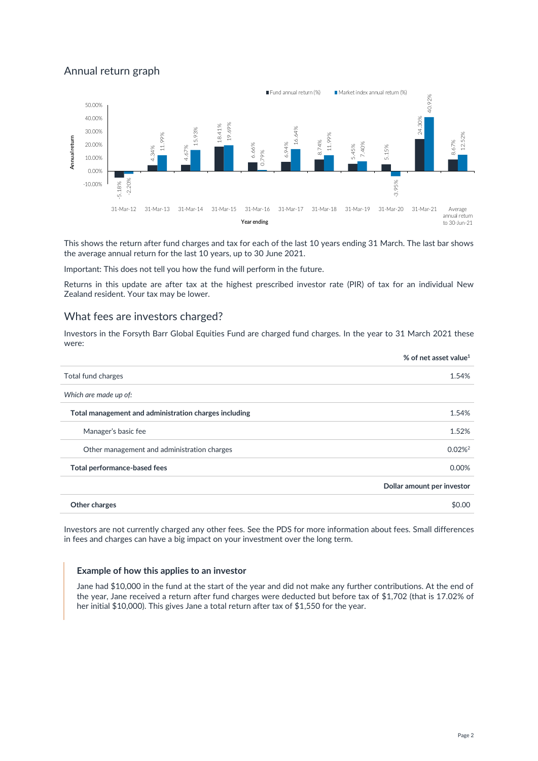## Annual return graph

| Year ending | Fund annual return (%) | Market index annual return (%) |
|---|---|---|
| 31-Mar-12 | -5.18% | -2.20% |
| 31-Mar-13 | 4.34% | 11.99% |
| 31-Mar-14 | 4.67% | 15.93% |
| 31-Mar-15 | 18.41% | 19.69% |
| 31-Mar-16 | 6.66% | 0.79% |
| 31-Mar-17 | 6.94% | 16.64% |
| 31-Mar-18 | 8.74% | 11.99% |
| 31-Mar-19 | 5.45% | 7.40% |
| 31-Mar-20 | 5.15% | -3.95% |
| 31-Mar-21 | 24.30% | 40.92% |
| Average annual return to 30-Jun-21 | 8.67% | 12.52% |

This shows the return after fund charges and tax for each of the last 10 years ending 31 March. The last bar shows the average annual return for the last 10 years, up to 30 June 2021.

Important: This does not tell you how the fund will perform in the future.

Returns in this update are after tax at the highest prescribed investor rate (PIR) of tax for an individual New Zealand resident. Your tax may be lower.

## What fees are investors charged?

Investors in the Forsyth Barr Global Equities Fund are charged fund charges. In the year to 31 March 2021 these were:

| | % of net asset value[1] |
|---|---|
| Total fund charges | 1.54% |
| *Which are made up of:* | |
| **Total management and administration charges including** | 1.54% |
| Manager's basic fee | 1.52% |
| Other management and administration charges | 0.02%[2] |
| **Total performance-based fees** | 0.00% |
| | **Dollar amount per investor** |
| **Other charges** | $0.00 |

Investors are not currently charged any other fees. See the PDS for more information about fees. Small differences in fees and charges can have a big impact on your investment over the long term.

### Example of how this applies to an investor

Jane had $10,000 in the fund at the start of the year and did not make any further contributions. At the end of the year, Jane received a return after fund charges were deducted but before tax of $1,702 (that is 17.02% of her initial $10,000). This gives Jane a total return after tax of $1,550 for the year.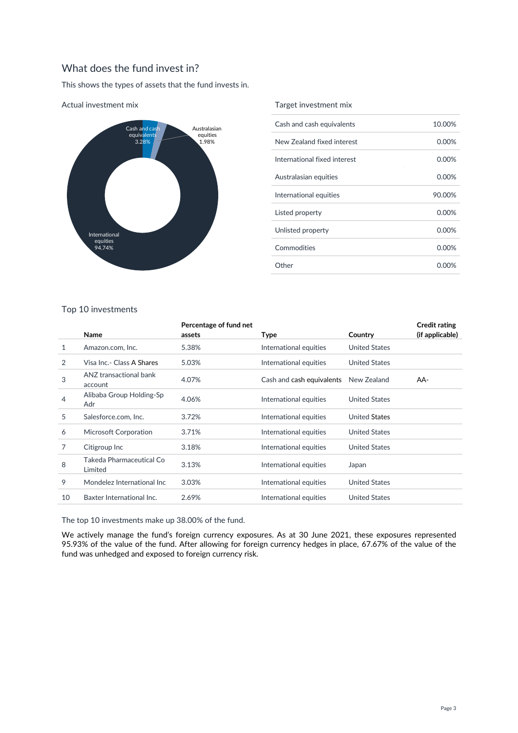## What does the fund invest in?

This shows the types of assets that the fund invests in.

### Actual investment mix

Cash and cash equivalents 3.28%

Australasian equities 1.98%

International equities 94.74%

### Target investment mix

| | |
|---|---|
| Cash and cash equivalents | 10.00% |
| New Zealand fixed interest | 0.00% |
| International fixed interest | 0.00% |
| Australasian equities | 0.00% |
| International equities | 90.00% |
| Listed property | 0.00% |
| Unlisted property | 0.00% |
| Commodities | 0.00% |
| Other | 0.00% |

### Top 10 investments

| | Name | Percentage of fund net assets | Type | Country | Credit rating (if applicable) |
|---|---|---|---|---|---|
| 1 | Amazon.com, Inc. | 5.38% | International equities | United States | |
| 2 | Visa Inc.- Class A Shares | 5.03% | International equities | United States | |
| 3 | ANZ transactional bank account | 4.07% | Cash and cash equivalents | New Zealand | AA- |
| 4 | Alibaba Group Holding-Sp Adr | 4.06% | International equities | United States | |
| 5 | Salesforce.com, Inc. | 3.72% | International equities | United States | |
| 6 | Microsoft Corporation | 3.71% | International equities | United States | |
| 7 | Citigroup Inc | 3.18% | International equities | United States | |
| 8 | Takeda Pharmaceutical Co Limited | 3.13% | International equities | Japan | |
| 9 | Mondelez International Inc | 3.03% | International equities | United States | |
| 10 | Baxter International Inc. | 2.69% | International equities | United States | |

The top 10 investments make up 38.00% of the fund.

We actively manage the fund's foreign currency exposures. As at 30 June 2021, these exposures represented 95.93% of the value of the fund. After allowing for foreign currency hedges in place, 67.67% of the value of the fund was unhedged and exposed to foreign currency risk.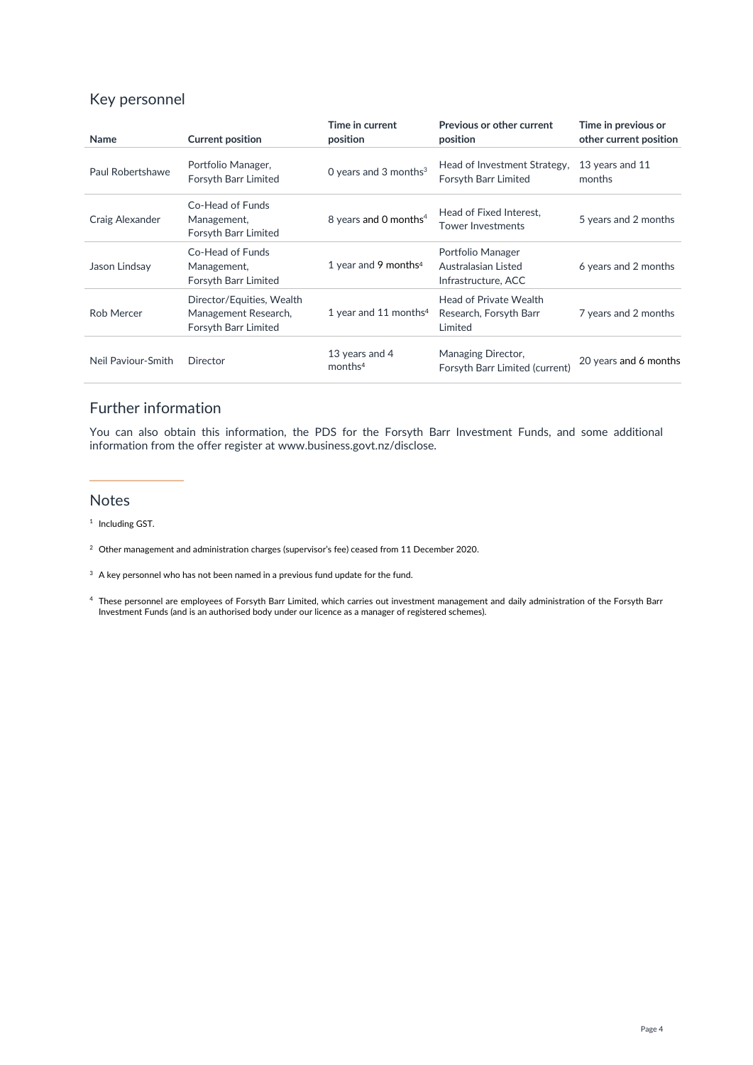## Key personnel

| Name | Current position | Time in current position | Previous or other current position | Time in previous or other current position |
|---|---|---|---|---|
| Paul Robertshawe | Portfolio Manager, Forsyth Barr Limited | 0 years and 3 months[3] | Head of Investment Strategy, Forsyth Barr Limited | 13 years and 11 months |
| Craig Alexander | Co-Head of Funds Management, Forsyth Barr Limited | 8 years and 0 months[4] | Head of Fixed Interest, Tower Investments | 5 years and 2 months |
| Jason Lindsay | Co-Head of Funds Management, Forsyth Barr Limited | 1 year and 9 months[4] | Portfolio Manager Australasian Listed Infrastructure, ACC | 6 years and 2 months |
| Rob Mercer | Director/Equities, Wealth Management Research, Forsyth Barr Limited | 1 year and 11 months[4] | Head of Private Wealth Research, Forsyth Barr Limited | 7 years and 2 months |
| Neil Paviour-Smith | Director | 13 years and 4 months[4] | Managing Director, Forsyth Barr Limited (current) | 20 years and 6 months |

## Further information

You can also obtain this information, the PDS for the Forsyth Barr Investment Funds, and some additional information from the offer register at www.business.govt.nz/disclose.

## Notes

[1] Including GST.

[2] Other management and administration charges (supervisor's fee) ceased from 11 December 2020.

[3] A key personnel who has not been named in a previous fund update for the fund.

[4] These personnel are employees of Forsyth Barr Limited, which carries out investment management and daily administration of the Forsyth Barr Investment Funds (and is an authorised body under our licence as a manager of registered schemes).